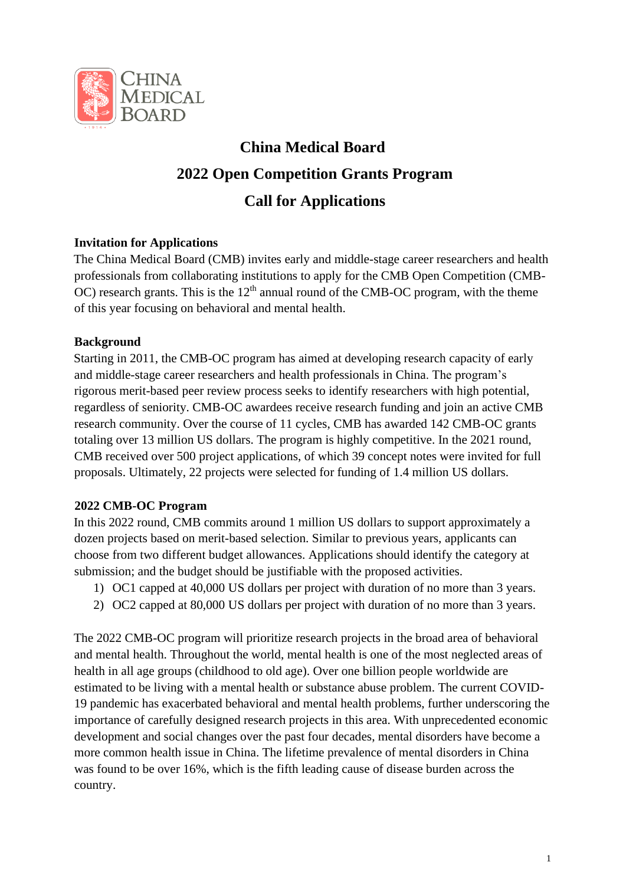# China Medical Board

# 2022 Open Competition Grants Program

# Call for Applications

## Invitation for Applications

The China Medical Board (CMB) invites early and middle-stage career researchers and health professionals from collaborating institutions to apply for the CMB Open Competition (CMB-OC) research grants. This is the 12th annual round of the CMB-OC program, with the theme of this year focusing on behavioral and mental health.

## Background

Starting in 2011, the CMB-OC program has aimed at developing research capacity of early and middle-stage career researchers and health professionals in China. The program's rigorous merit-based peer review process seeks to identify researchers with high potential, regardless of seniority. CMB-OC awardees receive research funding and join an active CMB research community. Over the course of 11 cycles, CMB has awarded 142 CMB-OC grants totaling over 13 million US dollars. The program is highly competitive. In the 2021 round, CMB received over 500 project applications, of which 39 concept notes were invited for full proposals. Ultimately, 22 projects were selected for funding of 1.4 million US dollars.

## 2022 CMB-OC Program

In this 2022 round, CMB commits around 1 million US dollars to support approximately a dozen projects based on merit-based selection. Similar to previous years, applicants can choose from two different budget allowances. Applications should identify the category at submission; and the budget should be justifiable with the proposed activities.

1) OC1 capped at 40,000 US dollars per project with duration of no more than 3 years.
2) OC2 capped at 80,000 US dollars per project with duration of no more than 3 years.

The 2022 CMB-OC program will prioritize research projects in the broad area of behavioral and mental health. Throughout the world, mental health is one of the most neglected areas of health in all age groups (childhood to old age). Over one billion people worldwide are estimated to be living with a mental health or substance abuse problem. The current COVID-19 pandemic has exacerbated behavioral and mental health problems, further underscoring the importance of carefully designed research projects in this area. With unprecedented economic development and social changes over the past four decades, mental disorders have become a more common health issue in China. The lifetime prevalence of mental disorders in China was found to be over 16%, which is the fifth leading cause of disease burden across the country.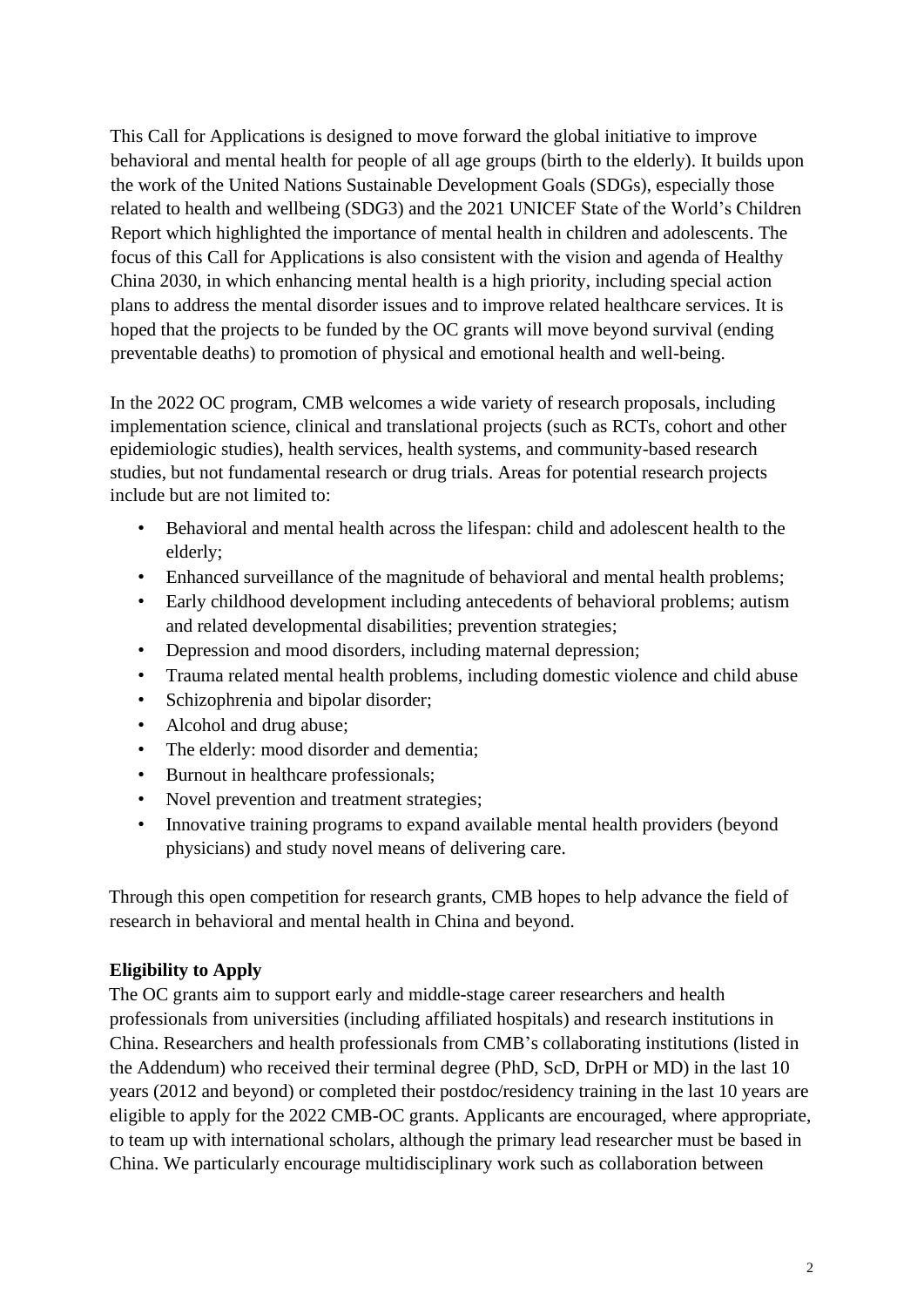This Call for Applications is designed to move forward the global initiative to improve behavioral and mental health for people of all age groups (birth to the elderly). It builds upon the work of the United Nations Sustainable Development Goals (SDGs), especially those related to health and wellbeing (SDG3) and the 2021 UNICEF State of the World's Children Report which highlighted the importance of mental health in children and adolescents. The focus of this Call for Applications is also consistent with the vision and agenda of Healthy China 2030, in which enhancing mental health is a high priority, including special action plans to address the mental disorder issues and to improve related healthcare services. It is hoped that the projects to be funded by the OC grants will move beyond survival (ending preventable deaths) to promotion of physical and emotional health and well-being.

In the 2022 OC program, CMB welcomes a wide variety of research proposals, including implementation science, clinical and translational projects (such as RCTs, cohort and other epidemiologic studies), health services, health systems, and community-based research studies, but not fundamental research or drug trials. Areas for potential research projects include but are not limited to:

- Behavioral and mental health across the lifespan: child and adolescent health to the elderly;
- Enhanced surveillance of the magnitude of behavioral and mental health problems;
- Early childhood development including antecedents of behavioral problems; autism and related developmental disabilities; prevention strategies;
- Depression and mood disorders, including maternal depression;
- Trauma related mental health problems, including domestic violence and child abuse
- Schizophrenia and bipolar disorder;
- Alcohol and drug abuse;
- The elderly: mood disorder and dementia;
- Burnout in healthcare professionals;
- Novel prevention and treatment strategies;
- Innovative training programs to expand available mental health providers (beyond physicians) and study novel means of delivering care.

Through this open competition for research grants, CMB hopes to help advance the field of research in behavioral and mental health in China and beyond.

**Eligibility to Apply**

The OC grants aim to support early and middle-stage career researchers and health professionals from universities (including affiliated hospitals) and research institutions in China. Researchers and health professionals from CMB's collaborating institutions (listed in the Addendum) who received their terminal degree (PhD, ScD, DrPH or MD) in the last 10 years (2012 and beyond) or completed their postdoc/residency training in the last 10 years are eligible to apply for the 2022 CMB-OC grants. Applicants are encouraged, where appropriate, to team up with international scholars, although the primary lead researcher must be based in China. We particularly encourage multidisciplinary work such as collaboration between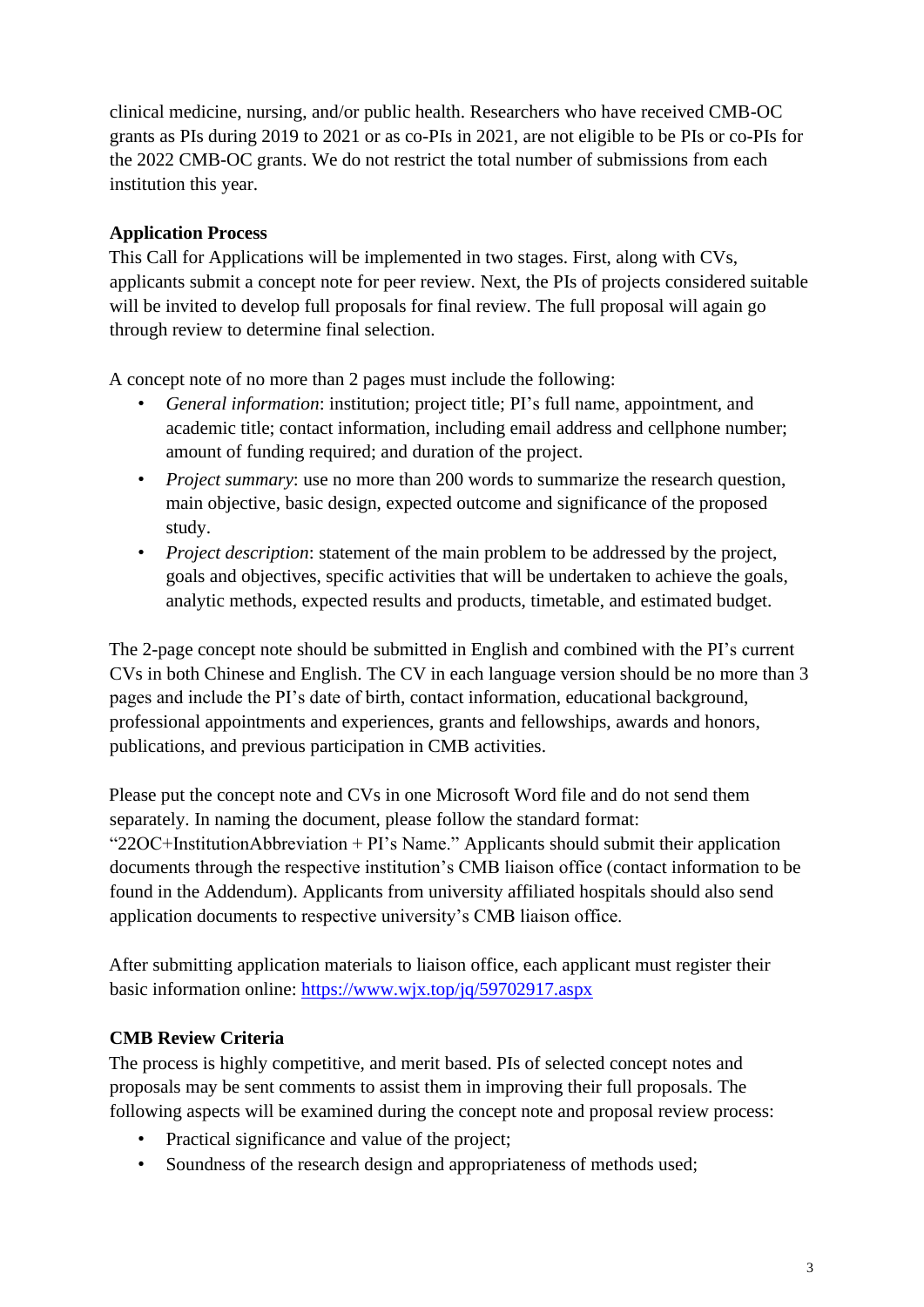clinical medicine, nursing, and/or public health. Researchers who have received CMB-OC grants as PIs during 2019 to 2021 or as co-PIs in 2021, are not eligible to be PIs or co-PIs for the 2022 CMB-OC grants. We do not restrict the total number of submissions from each institution this year.

**Application Process**

This Call for Applications will be implemented in two stages. First, along with CVs, applicants submit a concept note for peer review. Next, the PIs of projects considered suitable will be invited to develop full proposals for final review. The full proposal will again go through review to determine final selection.

A concept note of no more than 2 pages must include the following:

- *General information*: institution; project title; PI's full name, appointment, and academic title; contact information, including email address and cellphone number; amount of funding required; and duration of the project.
- *Project summary*: use no more than 200 words to summarize the research question, main objective, basic design, expected outcome and significance of the proposed study.
- *Project description*: statement of the main problem to be addressed by the project, goals and objectives, specific activities that will be undertaken to achieve the goals, analytic methods, expected results and products, timetable, and estimated budget.

The 2-page concept note should be submitted in English and combined with the PI's current CVs in both Chinese and English. The CV in each language version should be no more than 3 pages and include the PI's date of birth, contact information, educational background, professional appointments and experiences, grants and fellowships, awards and honors, publications, and previous participation in CMB activities.

Please put the concept note and CVs in one Microsoft Word file and do not send them separately. In naming the document, please follow the standard format: "22OC+InstitutionAbbreviation + PI's Name." Applicants should submit their application documents through the respective institution's CMB liaison office (contact information to be found in the Addendum). Applicants from university affiliated hospitals should also send application documents to respective university's CMB liaison office.

After submitting application materials to liaison office, each applicant must register their basic information online: [https://www.wjx.top/jq/59702917.aspx](https://www.wjx.top/jq/59702917.aspx)

**CMB Review Criteria**

The process is highly competitive, and merit based. PIs of selected concept notes and proposals may be sent comments to assist them in improving their full proposals. The following aspects will be examined during the concept note and proposal review process:

- Practical significance and value of the project;
- Soundness of the research design and appropriateness of methods used;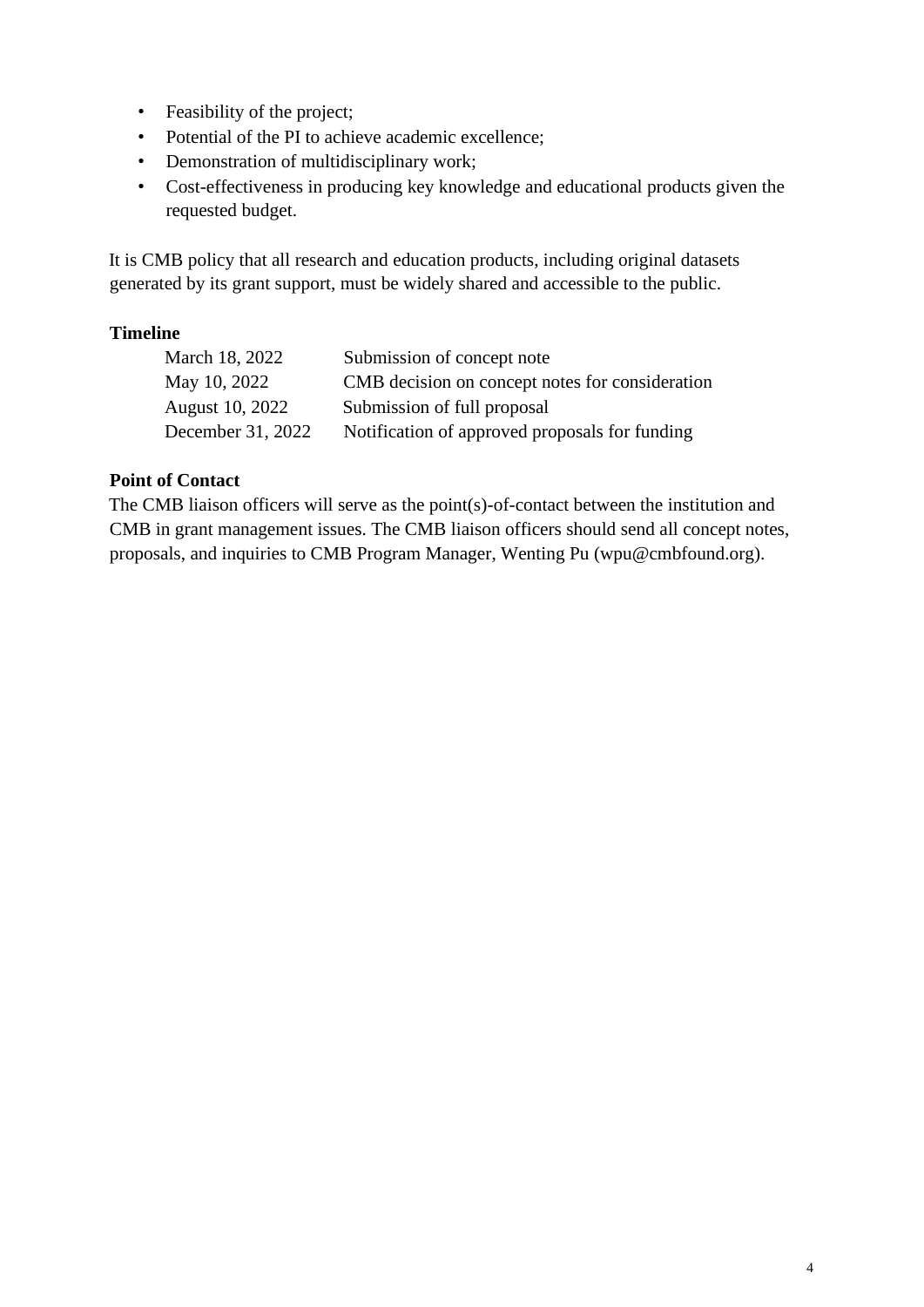- Feasibility of the project;
- Potential of the PI to achieve academic excellence;
- Demonstration of multidisciplinary work;
- Cost-effectiveness in producing key knowledge and educational products given the requested budget.

It is CMB policy that all research and education products, including original datasets generated by its grant support, must be widely shared and accessible to the public.

**Timeline**

| | |
|---|---|
| March 18, 2022 | Submission of concept note |
| May 10, 2022 | CMB decision on concept notes for consideration |
| August 10, 2022 | Submission of full proposal |
| December 31, 2022 | Notification of approved proposals for funding |

**Point of Contact**

The CMB liaison officers will serve as the point(s)-of-contact between the institution and CMB in grant management issues. The CMB liaison officers should send all concept notes, proposals, and inquiries to CMB Program Manager, Wenting Pu (wpu@cmbfound.org).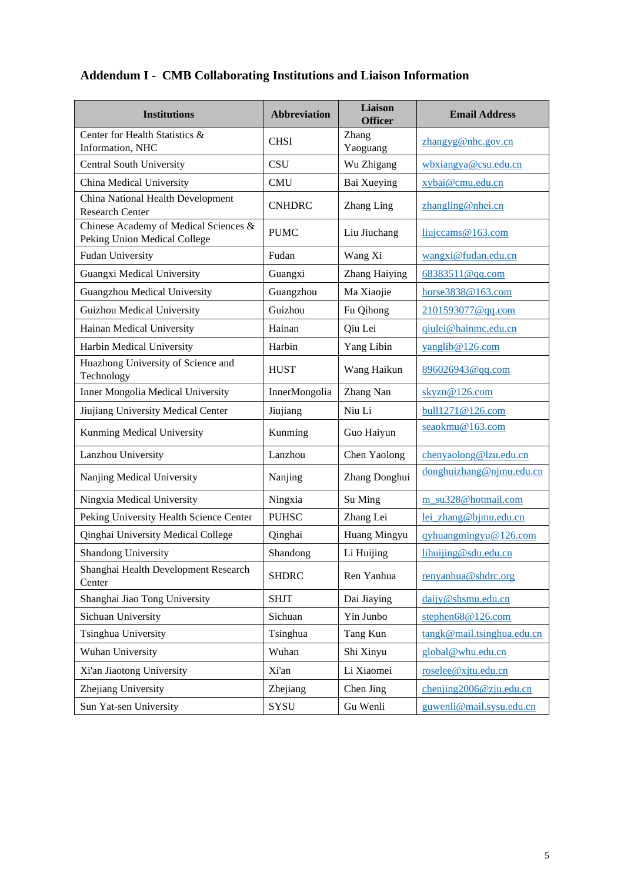**Addendum I - CMB Collaborating Institutions and Liaison Information**

| Institutions | Abbreviation | Liaison Officer | Email Address |
|---|---|---|---|
| Center for Health Statistics & Information, NHC | CHSI | Zhang Yaoguang | zhangyg@nhc.gov.cn |
| Central South University | CSU | Wu Zhigang | wbxiangya@csu.edu.cn |
| China Medical University | CMU | Bai Xueying | xybai@cmu.edu.cn |
| China National Health Development Research Center | CNHDRC | Zhang Ling | zhangling@nhei.cn |
| Chinese Academy of Medical Sciences & Peking Union Medical College | PUMC | Liu Jiuchang | liujccams@163.com |
| Fudan University | Fudan | Wang Xi | wangxi@fudan.edu.cn |
| Guangxi Medical University | Guangxi | Zhang Haiying | 68383511@qq.com |
| Guangzhou Medical University | Guangzhou | Ma Xiaojie | horse3838@163.com |
| Guizhou Medical University | Guizhou | Fu Qihong | 2101593077@qq.com |
| Hainan Medical University | Hainan | Qiu Lei | qiulei@hainmc.edu.cn |
| Harbin Medical University | Harbin | Yang Libin | yanglib@126.com |
| Huazhong University of Science and Technology | HUST | Wang Haikun | 896026943@qq.com |
| Inner Mongolia Medical University | InnerMongolia | Zhang Nan | skyzn@126.com |
| Jiujiang University Medical Center | Jiujiang | Niu Li | bull1271@126.com |
| Kunming Medical University | Kunming | Guo Haiyun | seaokmu@163.com |
| Lanzhou University | Lanzhou | Chen Yaolong | chenyaolong@lzu.edu.cn |
| Nanjing Medical University | Nanjing | Zhang Donghui | donghuizhang@njmu.edu.cn |
| Ningxia Medical University | Ningxia | Su Ming | m_su328@hotmail.com |
| Peking University Health Science Center | PUHSC | Zhang Lei | lei_zhang@bjmu.edu.cn |
| Qinghai University Medical College | Qinghai | Huang Mingyu | qyhuangmingyu@126.com |
| Shandong University | Shandong | Li Huijing | lihuijing@sdu.edu.cn |
| Shanghai Health Development Research Center | SHDRC | Ren Yanhua | renyanhua@shdrc.org |
| Shanghai Jiao Tong University | SHJT | Dai Jiaying | daijy@shsmu.edu.cn |
| Sichuan University | Sichuan | Yin Junbo | stephen68@126.com |
| Tsinghua University | Tsinghua | Tang Kun | tangk@mail.tsinghua.edu.cn |
| Wuhan University | Wuhan | Shi Xinyu | global@whu.edu.cn |
| Xi'an Jiaotong University | Xi'an | Li Xiaomei | roselee@xjtu.edu.cn |
| Zhejiang University | Zhejiang | Chen Jing | chenjing2006@zju.edu.cn |
| Sun Yat-sen University | SYSU | Gu Wenli | guwenli@mail.sysu.edu.cn |